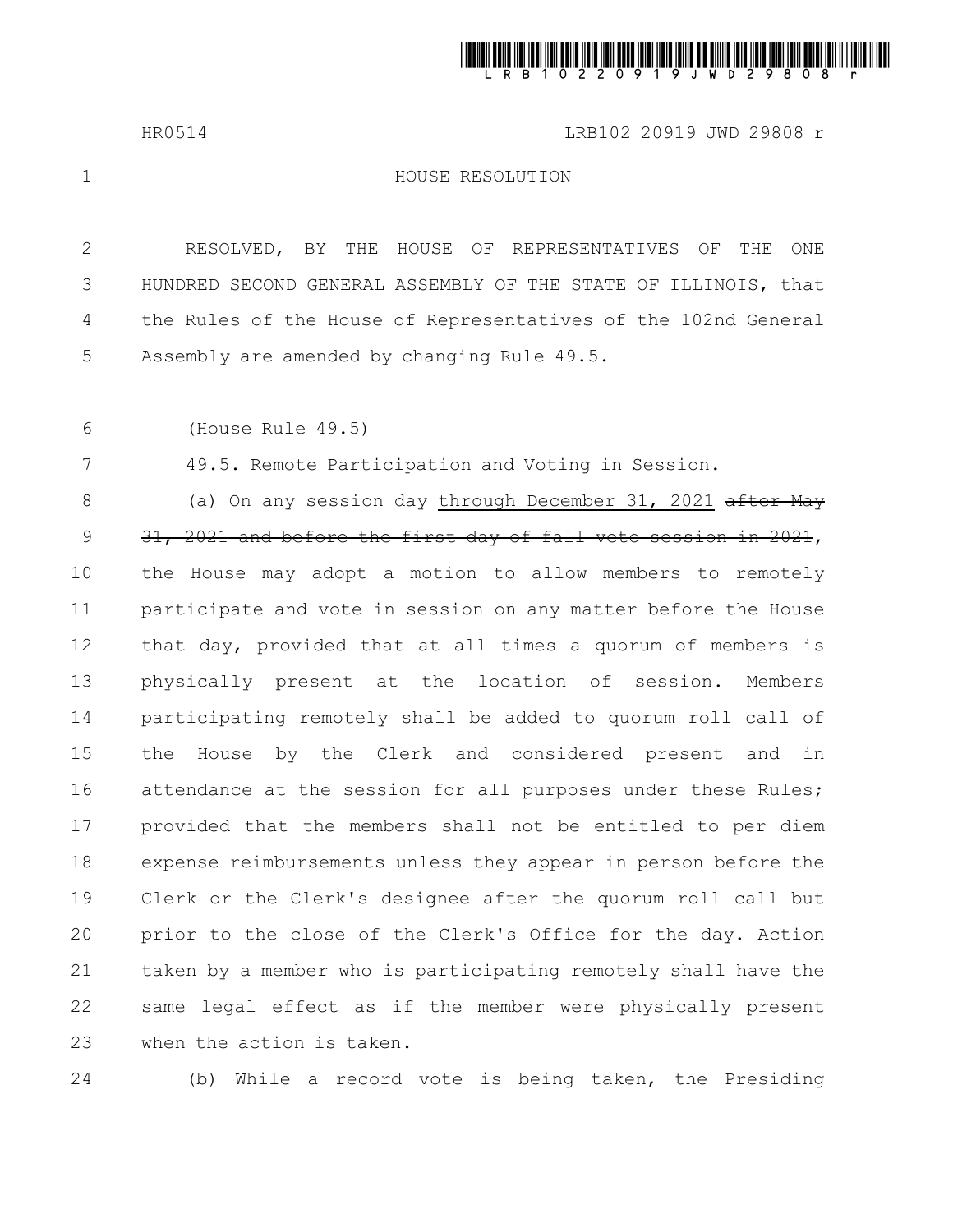HR0514 LRB102 20919 JWD 29808 r

HOUSE RESOLUTION

RESOLVED, BY THE HOUSE OF REPRESENTATIVES OF THE ONE HUNDRED SECOND GENERAL ASSEMBLY OF THE STATE OF ILLINOIS, that the Rules of the House of Representatives of the 102nd General Assembly are amended by changing Rule 49.5.

(House Rule 49.5)

49.5. Remote Participation and Voting in Session.

(a) On any session day through December 31, 2021 ~~after May 31, 2021 and before the first day of fall veto session in 2021~~, the House may adopt a motion to allow members to remotely participate and vote in session on any matter before the House that day, provided that at all times a quorum of members is physically present at the location of session. Members participating remotely shall be added to quorum roll call of the House by the Clerk and considered present and in attendance at the session for all purposes under these Rules; provided that the members shall not be entitled to per diem expense reimbursements unless they appear in person before the Clerk or the Clerk's designee after the quorum roll call but prior to the close of the Clerk's Office for the day. Action taken by a member who is participating remotely shall have the same legal effect as if the member were physically present when the action is taken.

(b) While a record vote is being taken, the Presiding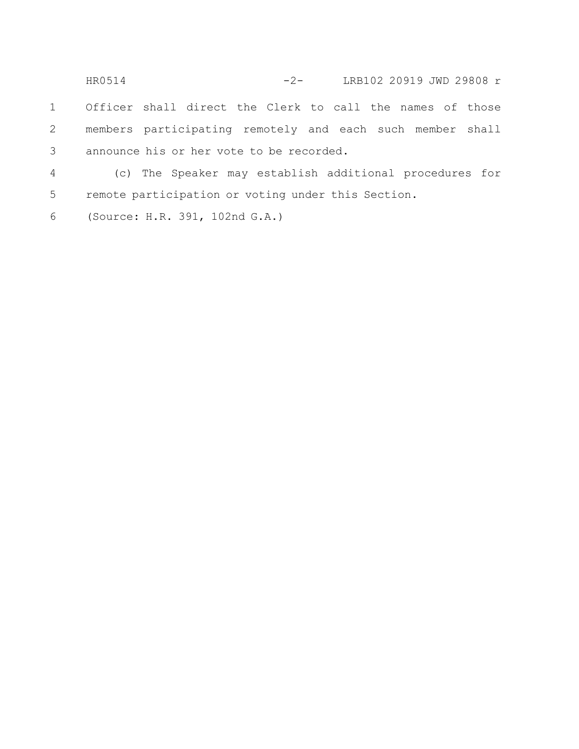Officer shall direct the Clerk to call the names of those members participating remotely and each such member shall announce his or her vote to be recorded.

(c) The Speaker may establish additional procedures for remote participation or voting under this Section.

(Source: H.R. 391, 102nd G.A.)